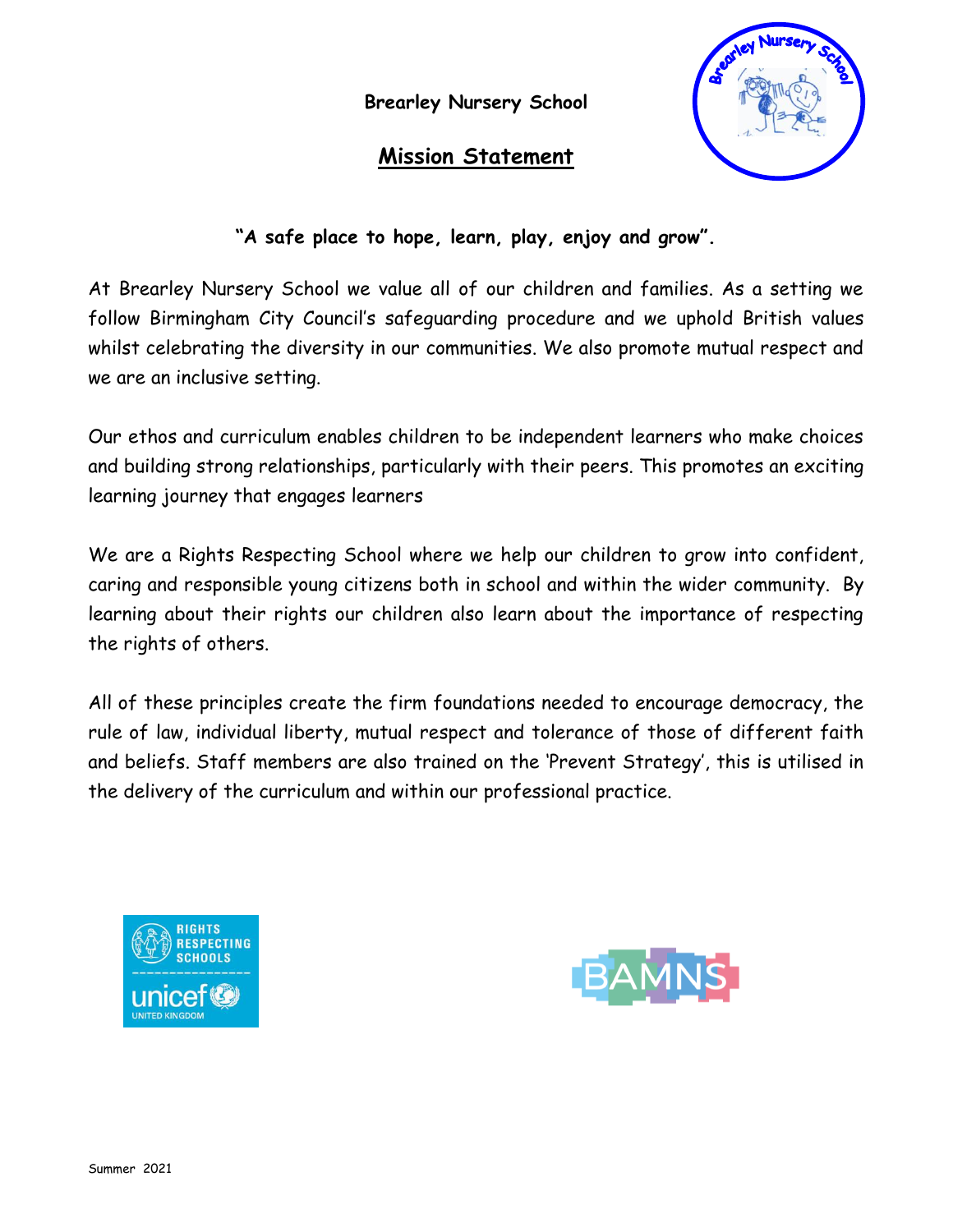**Brearley Nursery School**

# Mission Statement

**"A safe place to hope, learn, play, enjoy and grow".**

At Brearley Nursery School we value all of our children and families. As a setting we follow Birmingham City Council's safeguarding procedure and we uphold British values whilst celebrating the diversity in our communities. We also promote mutual respect and we are an inclusive setting.

Our ethos and curriculum enables children to be independent learners who make choices and building strong relationships, particularly with their peers. This promotes an exciting learning journey that engages learners

We are a Rights Respecting School where we help our children to grow into confident, caring and responsible young citizens both in school and within the wider community. By learning about their rights our children also learn about the importance of respecting the rights of others.

All of these principles create the firm foundations needed to encourage democracy, the rule of law, individual liberty, mutual respect and tolerance of those of different faith and beliefs. Staff members are also trained on the 'Prevent Strategy', this is utilised in the delivery of the curriculum and within our professional practice.

Summer 2021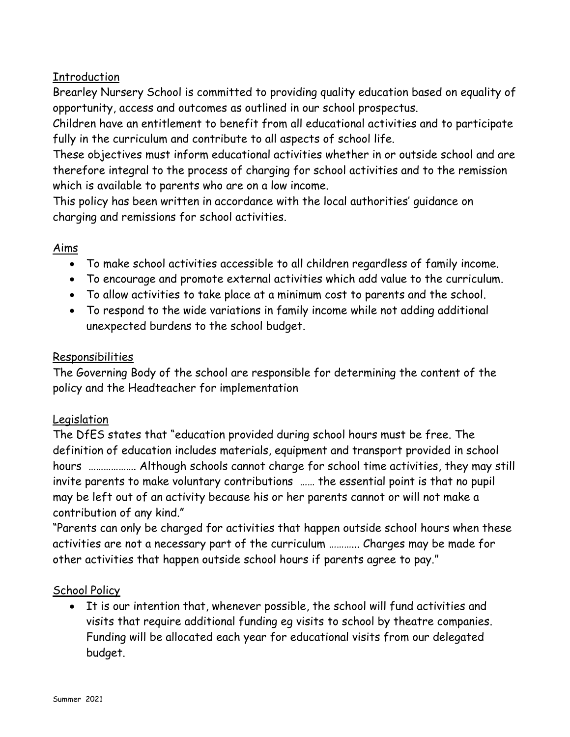## Introduction

Brearley Nursery School is committed to providing quality education based on equality of opportunity, access and outcomes as outlined in our school prospectus.

Children have an entitlement to benefit from all educational activities and to participate fully in the curriculum and contribute to all aspects of school life.

These objectives must inform educational activities whether in or outside school and are therefore integral to the process of charging for school activities and to the remission which is available to parents who are on a low income.

This policy has been written in accordance with the local authorities' guidance on charging and remissions for school activities.

## Aims

- To make school activities accessible to all children regardless of family income.
- To encourage and promote external activities which add value to the curriculum.
- To allow activities to take place at a minimum cost to parents and the school.
- To respond to the wide variations in family income while not adding additional unexpected burdens to the school budget.

## Responsibilities

The Governing Body of the school are responsible for determining the content of the policy and the Headteacher for implementation

## Legislation

The DfES states that "education provided during school hours must be free. The definition of education includes materials, equipment and transport provided in school hours ………………. Although schools cannot charge for school time activities, they may still invite parents to make voluntary contributions …… the essential point is that no pupil may be left out of an activity because his or her parents cannot or will not make a contribution of any kind."

"Parents can only be charged for activities that happen outside school hours when these activities are not a necessary part of the curriculum ………... Charges may be made for other activities that happen outside school hours if parents agree to pay."

## School Policy

- It is our intention that, whenever possible, the school will fund activities and visits that require additional funding eg visits to school by theatre companies. Funding will be allocated each year for educational visits from our delegated budget.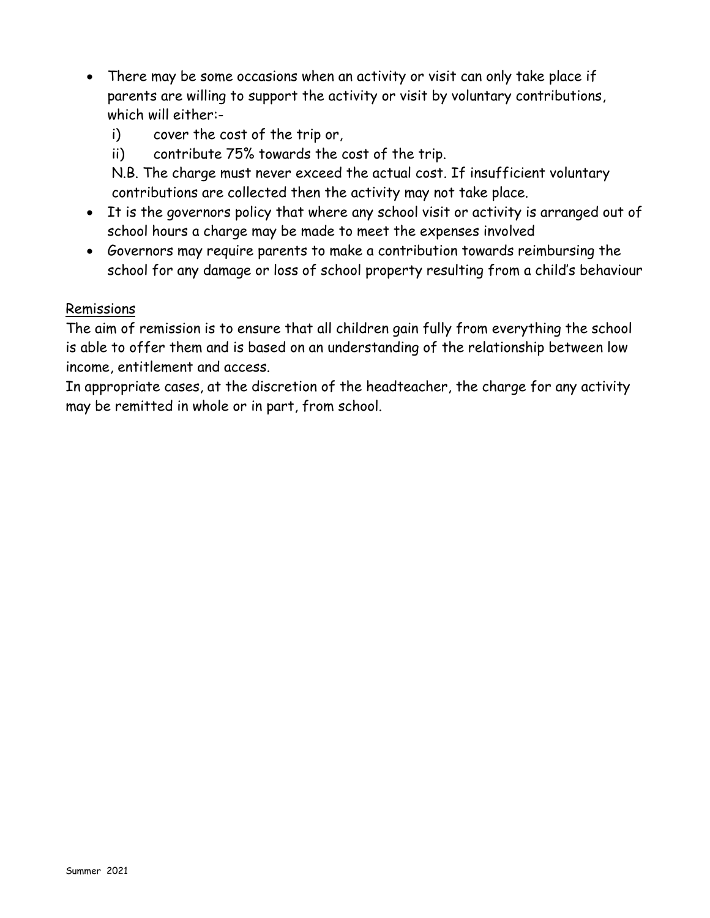- There may be some occasions when an activity or visit can only take place if parents are willing to support the activity or visit by voluntary contributions, which will either:-
  - i) cover the cost of the trip or,
  - ii) contribute 75% towards the cost of the trip.

  N.B. The charge must never exceed the actual cost. If insufficient voluntary contributions are collected then the activity may not take place.
- It is the governors policy that where any school visit or activity is arranged out of school hours a charge may be made to meet the expenses involved
- Governors may require parents to make a contribution towards reimbursing the school for any damage or loss of school property resulting from a child's behaviour

<u>Remissions</u>

The aim of remission is to ensure that all children gain fully from everything the school is able to offer them and is based on an understanding of the relationship between low income, entitlement and access.

In appropriate cases, at the discretion of the headteacher, the charge for any activity may be remitted in whole or in part, from school.

Summer 2021